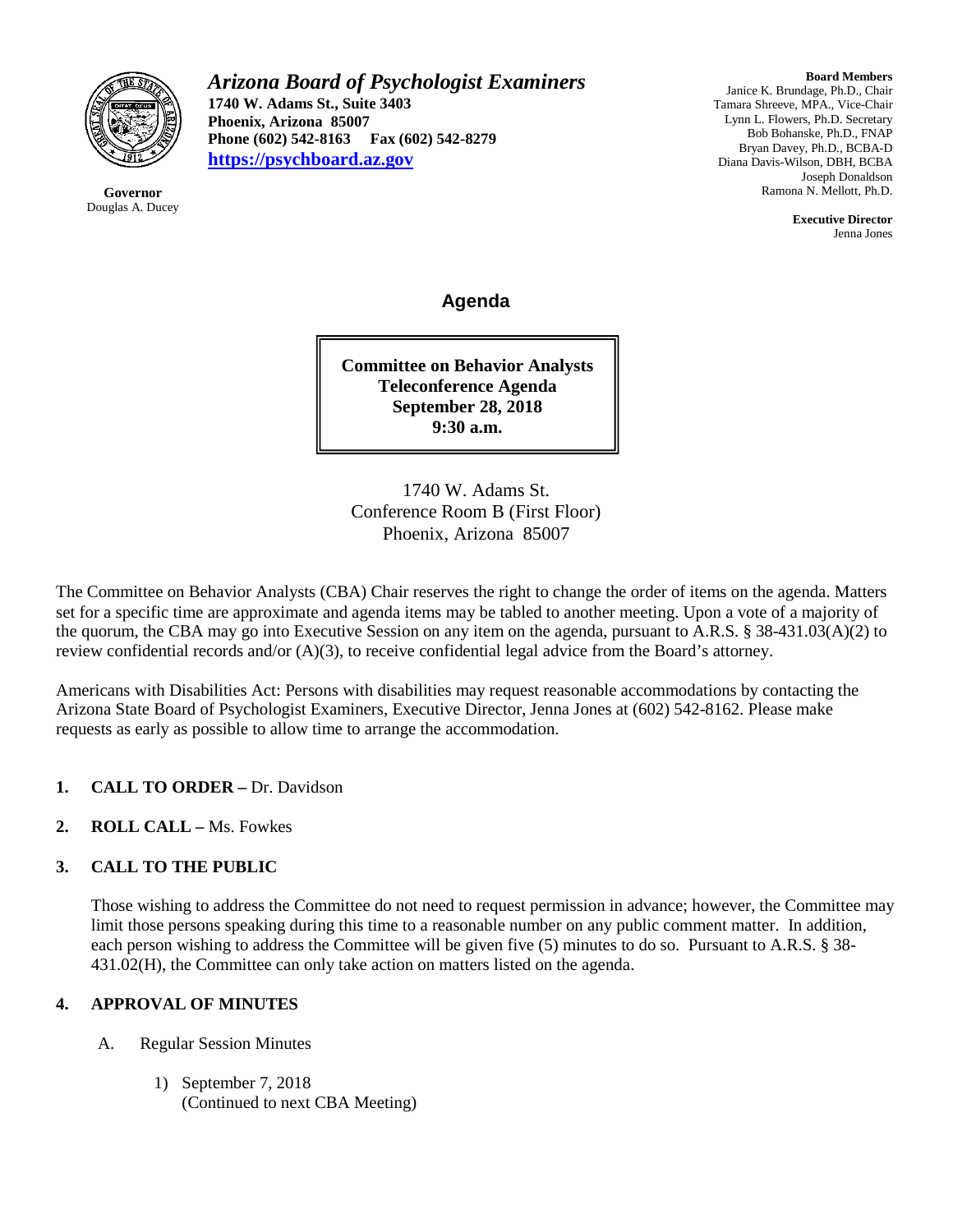**Governor**
Douglas A. Ducey

# *Arizona Board of Psychologist Examiners*

**1740 W. Adams St., Suite 3403**
**Phoenix, Arizona 85007**
**Phone (602) 542-8163 Fax (602) 542-8279**
**https://psychboard.az.gov**

**Board Members**
Janice K. Brundage, Ph.D., Chair
Tamara Shreeve, MPA., Vice-Chair
Lynn L. Flowers, Ph.D. Secretary
Bob Bohanske, Ph.D., FNAP
Bryan Davey, Ph.D., BCBA-D
Diana Davis-Wilson, DBH, BCBA
Joseph Donaldson
Ramona N. Mellott, Ph.D.

**Executive Director**
Jenna Jones

## Agenda

**Committee on Behavior Analysts**
**Teleconference Agenda**
**September 28, 2018**
**9:30 a.m.**

1740 W. Adams St.
Conference Room B (First Floor)
Phoenix, Arizona 85007

The Committee on Behavior Analysts (CBA) Chair reserves the right to change the order of items on the agenda. Matters set for a specific time are approximate and agenda items may be tabled to another meeting. Upon a vote of a majority of the quorum, the CBA may go into Executive Session on any item on the agenda, pursuant to A.R.S. § 38-431.03(A)(2) to review confidential records and/or (A)(3), to receive confidential legal advice from the Board's attorney.

Americans with Disabilities Act: Persons with disabilities may request reasonable accommodations by contacting the Arizona State Board of Psychologist Examiners, Executive Director, Jenna Jones at (602) 542-8162. Please make requests as early as possible to allow time to arrange the accommodation.

1. **CALL TO ORDER –** Dr. Davidson

2. **ROLL CALL –** Ms. Fowkes

3. **CALL TO THE PUBLIC**

   Those wishing to address the Committee do not need to request permission in advance; however, the Committee may limit those persons speaking during this time to a reasonable number on any public comment matter. In addition, each person wishing to address the Committee will be given five (5) minutes to do so. Pursuant to A.R.S. § 38-431.02(H), the Committee can only take action on matters listed on the agenda.

4. **APPROVAL OF MINUTES**

   A. Regular Session Minutes

      1) September 7, 2018
         (Continued to next CBA Meeting)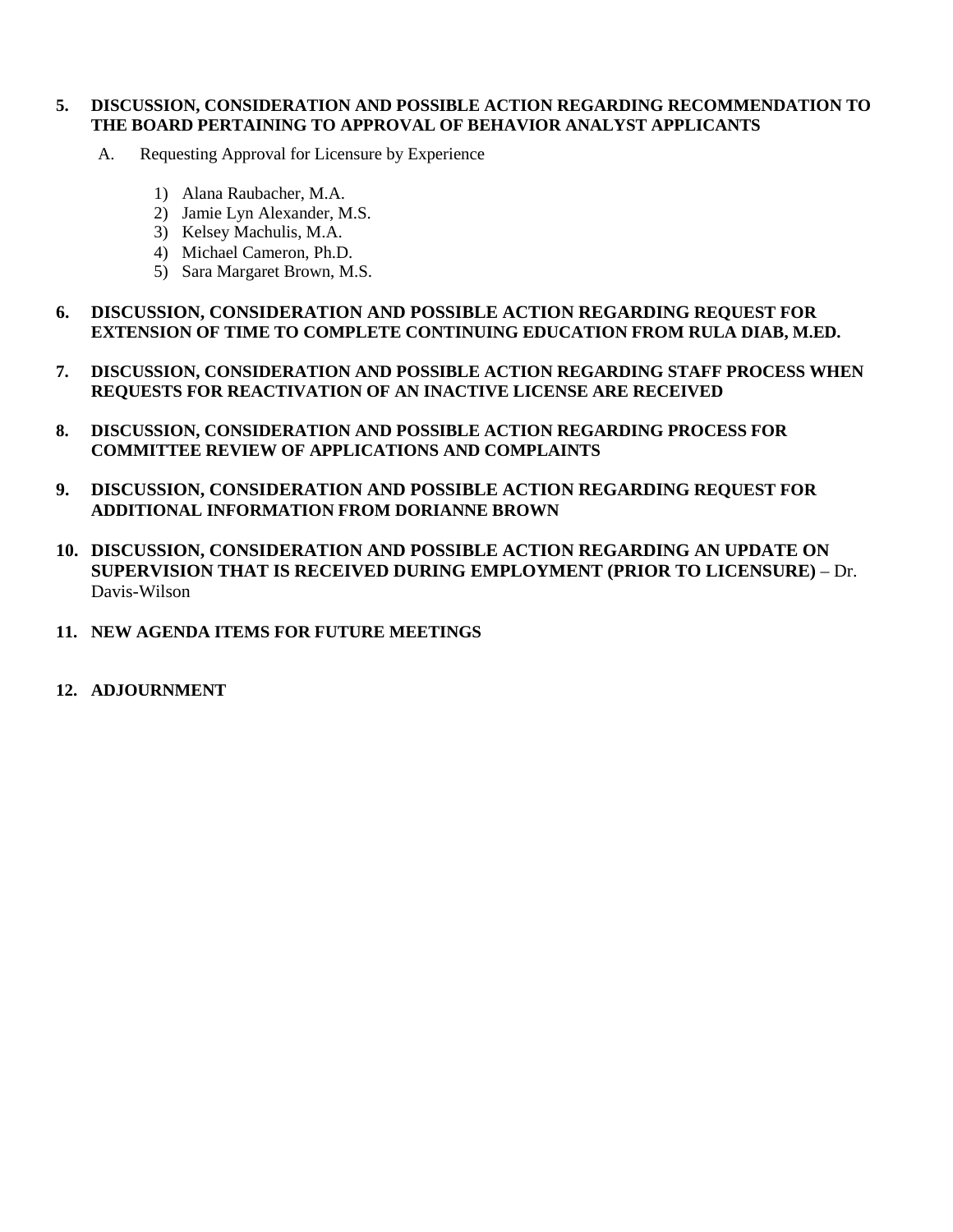**5. DISCUSSION, CONSIDERATION AND POSSIBLE ACTION REGARDING RECOMMENDATION TO THE BOARD PERTAINING TO APPROVAL OF BEHAVIOR ANALYST APPLICANTS**

A. Requesting Approval for Licensure by Experience

1) Alana Raubacher, M.A.
2) Jamie Lyn Alexander, M.S.
3) Kelsey Machulis, M.A.
4) Michael Cameron, Ph.D.
5) Sara Margaret Brown, M.S.

**6. DISCUSSION, CONSIDERATION AND POSSIBLE ACTION REGARDING REQUEST FOR EXTENSION OF TIME TO COMPLETE CONTINUING EDUCATION FROM RULA DIAB, M.ED.**

**7. DISCUSSION, CONSIDERATION AND POSSIBLE ACTION REGARDING STAFF PROCESS WHEN REQUESTS FOR REACTIVATION OF AN INACTIVE LICENSE ARE RECEIVED**

**8. DISCUSSION, CONSIDERATION AND POSSIBLE ACTION REGARDING PROCESS FOR COMMITTEE REVIEW OF APPLICATIONS AND COMPLAINTS**

**9. DISCUSSION, CONSIDERATION AND POSSIBLE ACTION REGARDING REQUEST FOR ADDITIONAL INFORMATION FROM DORIANNE BROWN**

**10. DISCUSSION, CONSIDERATION AND POSSIBLE ACTION REGARDING AN UPDATE ON SUPERVISION THAT IS RECEIVED DURING EMPLOYMENT (PRIOR TO LICENSURE)** – Dr. Davis-Wilson

**11. NEW AGENDA ITEMS FOR FUTURE MEETINGS**

**12. ADJOURNMENT**